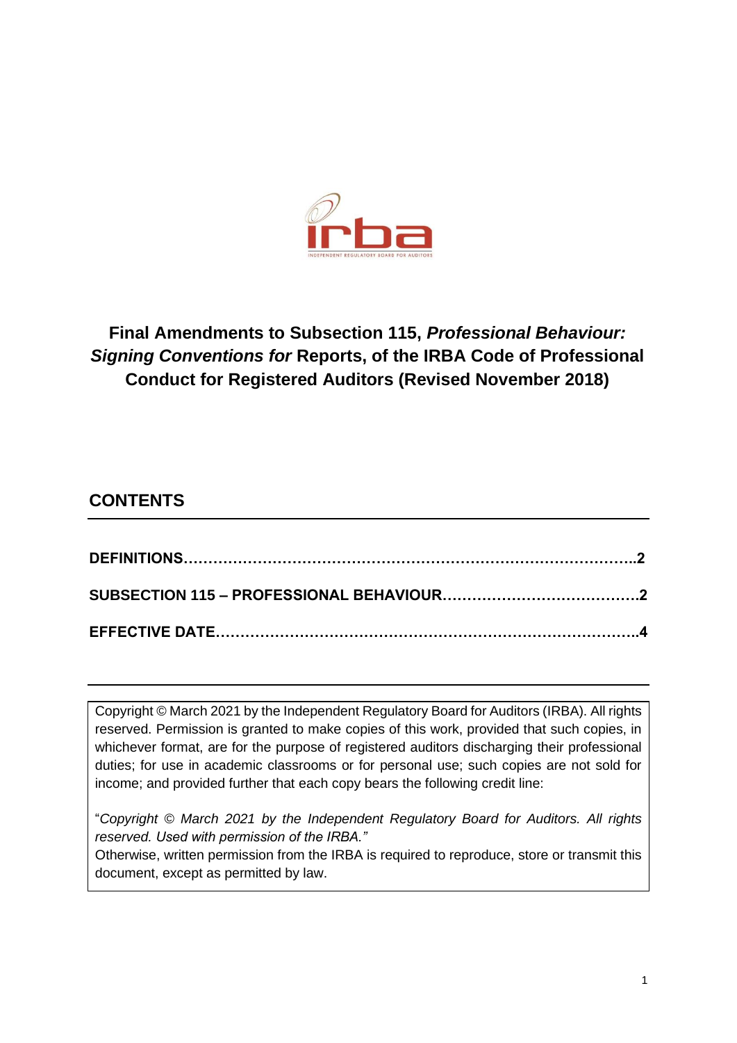# Final Amendments to Subsection 115, *Professional Behaviour: Signing Conventions for* Reports, of the IRBA Code of Professional Conduct for Registered Auditors (Revised November 2018)

## CONTENTS

**DEFINITIONS……………………………………………………………………………..2**

**SUBSECTION 115 – PROFESSIONAL BEHAVIOUR…………………………………2**

**EFFECTIVE DATE………………………………………………………………………..4**

Copyright © March 2021 by the Independent Regulatory Board for Auditors (IRBA). All rights reserved. Permission is granted to make copies of this work, provided that such copies, in whichever format, are for the purpose of registered auditors discharging their professional duties; for use in academic classrooms or for personal use; such copies are not sold for income; and provided further that each copy bears the following credit line:

"*Copyright © March 2021 by the Independent Regulatory Board for Auditors. All rights reserved. Used with permission of the IRBA."*

Otherwise, written permission from the IRBA is required to reproduce, store or transmit this document, except as permitted by law.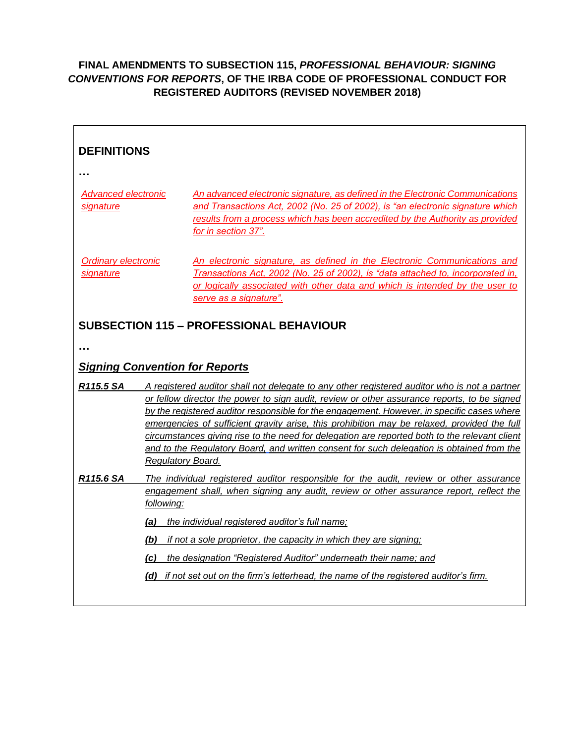**FINAL AMENDMENTS TO SUBSECTION 115, *PROFESSIONAL BEHAVIOUR: SIGNING CONVENTIONS FOR REPORTS*, OF THE IRBA CODE OF PROFESSIONAL CONDUCT FOR REGISTERED AUDITORS (REVISED NOVEMBER 2018)**

## DEFINITIONS

…

| | |
|---|---|
| *Advanced electronic signature* | *An advanced electronic signature, as defined in the Electronic Communications and Transactions Act, 2002 (No. 25 of 2002), is "an electronic signature which results from a process which has been accredited by the Authority as provided for in section 37".* |
| *Ordinary electronic signature* | *An electronic signature, as defined in the Electronic Communications and Transactions Act, 2002 (No. 25 of 2002), is "data attached to, incorporated in, or logically associated with other data and which is intended by the user to serve as a signature".* |

## SUBSECTION 115 – PROFESSIONAL BEHAVIOUR

…

### *Signing Convention for Reports*

***R115.5 SA*** *A registered auditor shall not delegate to any other registered auditor who is not a partner or fellow director the power to sign audit, review or other assurance reports, to be signed by the registered auditor responsible for the engagement. However, in specific cases where emergencies of sufficient gravity arise, this prohibition may be relaxed, provided the full circumstances giving rise to the need for delegation are reported both to the relevant client and to the Regulatory Board, and written consent for such delegation is obtained from the Regulatory Board.*

***R115.6 SA*** *The individual registered auditor responsible for the audit, review or other assurance engagement shall, when signing any audit, review or other assurance report, reflect the following:*

- ***(a)*** *the individual registered auditor's full name;*
- ***(b)*** *if not a sole proprietor, the capacity in which they are signing;*
- ***(c)*** *the designation "Registered Auditor" underneath their name; and*
- ***(d)*** *if not set out on the firm's letterhead, the name of the registered auditor's firm.*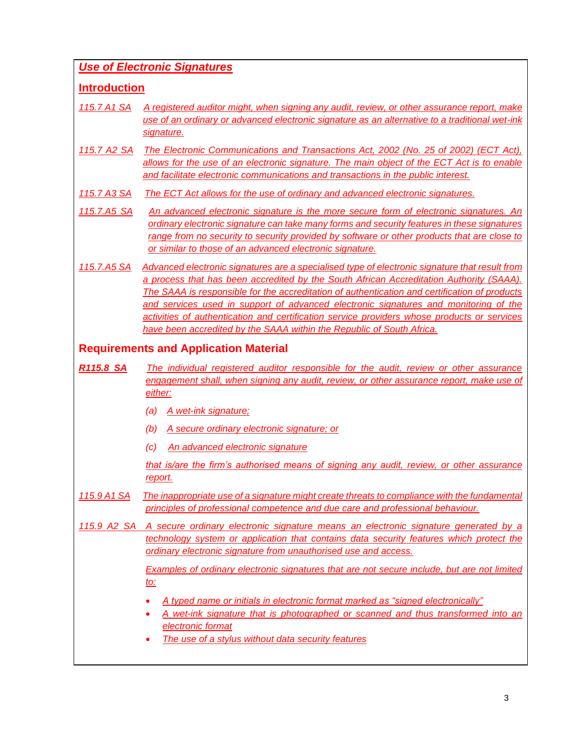## *Use of Electronic Signatures*

### Introduction

*115.7 A1 SA* *A registered auditor might, when signing any audit, review, or other assurance report, make use of an ordinary or advanced electronic signature as an alternative to a traditional wet-ink signature.*

*115.7 A2 SA* *The Electronic Communications and Transactions Act, 2002 (No. 25 of 2002) (ECT Act), allows for the use of an electronic signature. The main object of the ECT Act is to enable and facilitate electronic communications and transactions in the public interest.*

*115.7 A3 SA* *The ECT Act allows for the use of ordinary and advanced electronic signatures.*

*115.7.A5 SA* *An advanced electronic signature is the more secure form of electronic signatures. An ordinary electronic signature can take many forms and security features in these signatures range from no security to security provided by software or other products that are close to or similar to those of an advanced electronic signature.*

*115.7.A5 SA* *Advanced electronic signatures are a specialised type of electronic signature that result from a process that has been accredited by the South African Accreditation Authority (SAAA). The SAAA is responsible for the accreditation of authentication and certification of products and services used in support of advanced electronic signatures and monitoring of the activities of authentication and certification service providers whose products or services have been accredited by the SAAA within the Republic of South Africa.*

### Requirements and Application Material

***R115.8 SA*** *The individual registered auditor responsible for the audit, review or other assurance engagement shall, when signing any audit, review, or other assurance report, make use of either:*

*(a) A wet-ink signature;*

*(b) A secure ordinary electronic signature; or*

*(c) An advanced electronic signature*

*that is/are the firm's authorised means of signing any audit, review, or other assurance report.*

*115.9 A1 SA* *The inappropriate use of a signature might create threats to compliance with the fundamental principles of professional competence and due care and professional behaviour.*

*115.9 A2 SA* *A secure ordinary electronic signature means an electronic signature generated by a technology system or application that contains data security features which protect the ordinary electronic signature from unauthorised use and access.*

*Examples of ordinary electronic signatures that are not secure include, but are not limited to:*

- *A typed name or initials in electronic format marked as "signed electronically"*
- *A wet-ink signature that is photographed or scanned and thus transformed into an electronic format*
- *The use of a stylus without data security features*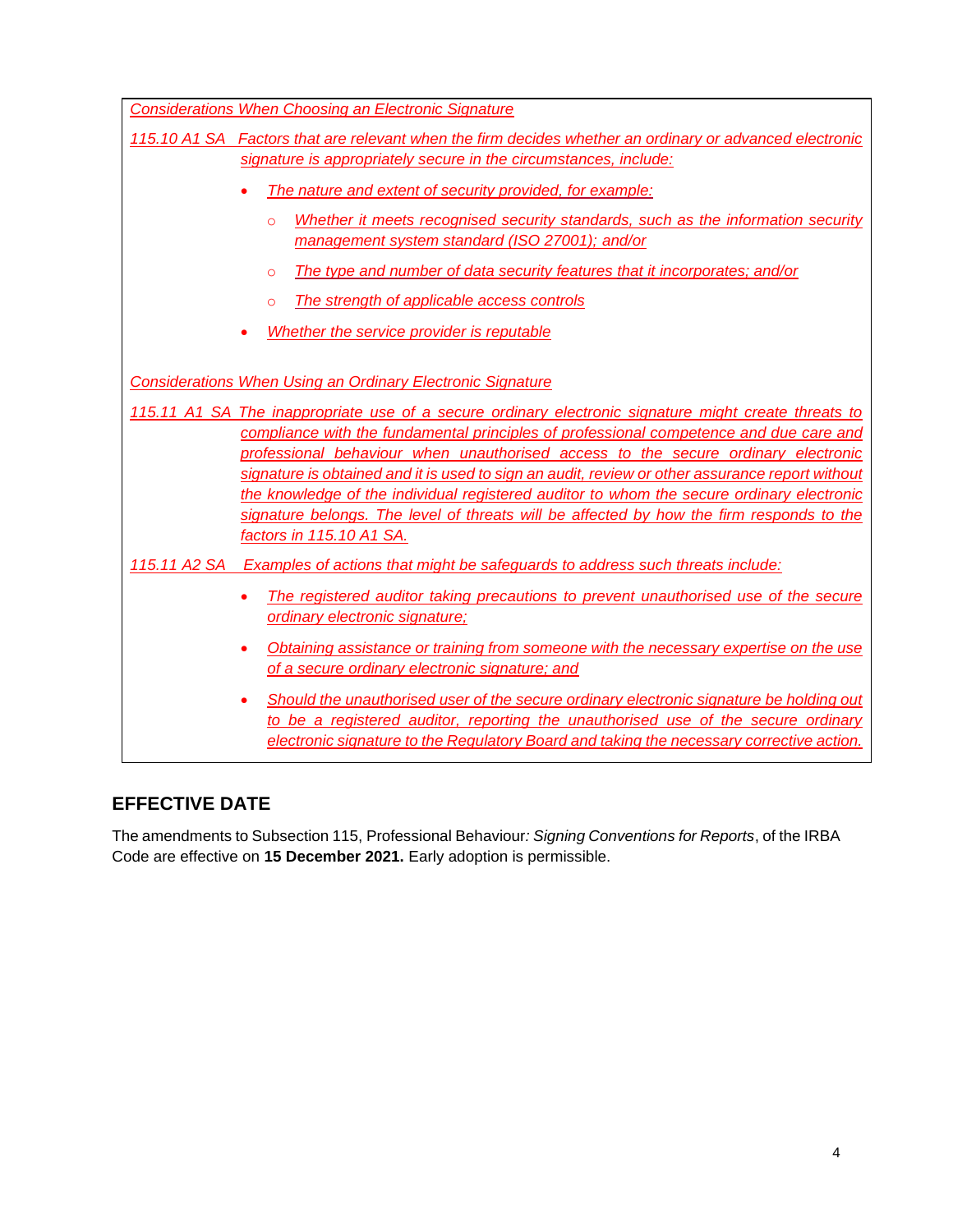*Considerations When Choosing an Electronic Signature*

*115.10 A1 SA Factors that are relevant when the firm decides whether an ordinary or advanced electronic signature is appropriately secure in the circumstances, include:*

- *The nature and extent of security provided, for example:*
  - *Whether it meets recognised security standards, such as the information security management system standard (ISO 27001); and/or*
  - *The type and number of data security features that it incorporates; and/or*
  - *The strength of applicable access controls*
- *Whether the service provider is reputable*

*Considerations When Using an Ordinary Electronic Signature*

*115.11 A1 SA The inappropriate use of a secure ordinary electronic signature might create threats to compliance with the fundamental principles of professional competence and due care and professional behaviour when unauthorised access to the secure ordinary electronic signature is obtained and it is used to sign an audit, review or other assurance report without the knowledge of the individual registered auditor to whom the secure ordinary electronic signature belongs. The level of threats will be affected by how the firm responds to the factors in 115.10 A1 SA.*

*115.11 A2 SA Examples of actions that might be safeguards to address such threats include:*

- *The registered auditor taking precautions to prevent unauthorised use of the secure ordinary electronic signature;*
- *Obtaining assistance or training from someone with the necessary expertise on the use of a secure ordinary electronic signature; and*
- *Should the unauthorised user of the secure ordinary electronic signature be holding out to be a registered auditor, reporting the unauthorised use of the secure ordinary electronic signature to the Regulatory Board and taking the necessary corrective action.*

## EFFECTIVE DATE

The amendments to Subsection 115, Professional Behaviour*: Signing Conventions for Reports*, of the IRBA Code are effective on **15 December 2021.** Early adoption is permissible.